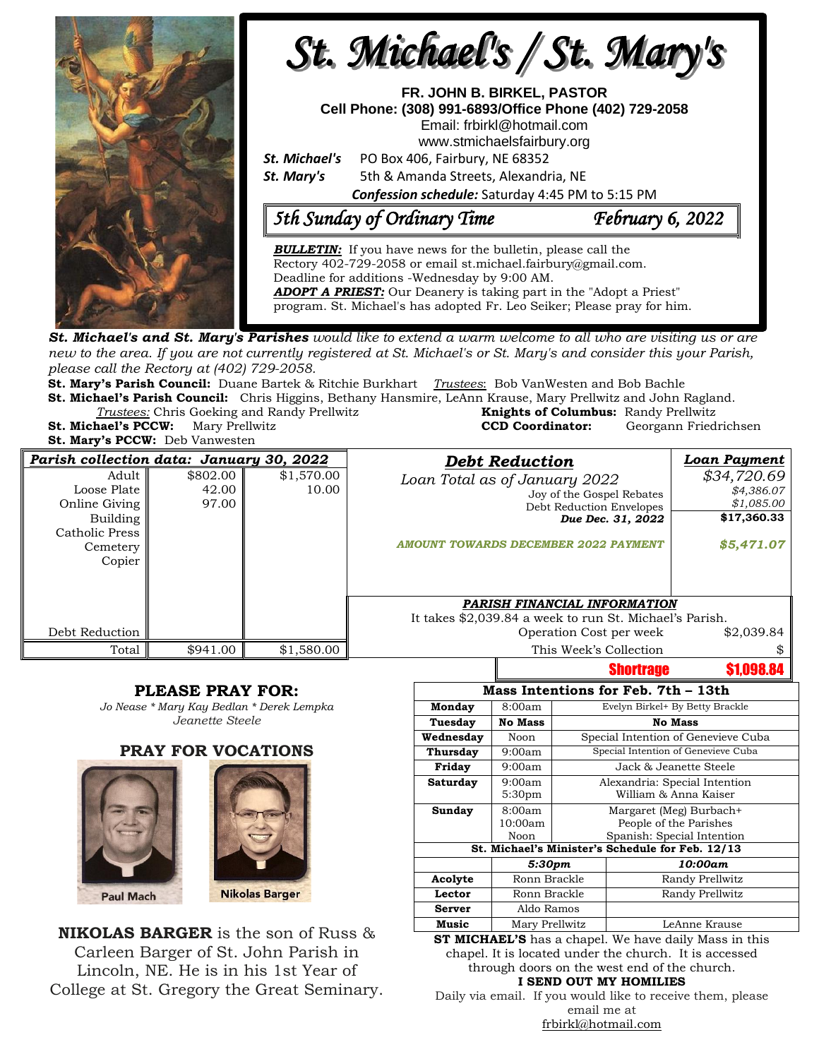# St. Michael's / St. Mary's

**FR. JOHN B. BIRKEL, PASTOR**
**Cell Phone: (308) 991-6893/Office Phone (402) 729-2058**
Email: frbirkl@hotmail.com
www.stmichaelsfairbury.org

***St. Michael's*** PO Box 406, Fairbury, NE 68352
***St. Mary's*** 5th & Amanda Streets, Alexandria, NE

***Confession schedule:*** Saturday 4:45 PM to 5:15 PM

## *5th Sunday of Ordinary Time* — *February 6, 2022*

***BULLETIN:*** If you have news for the bulletin, please call the Rectory 402-729-2058 or email st.michael.fairbury@gmail.com. Deadline for additions -Wednesday by 9:00 AM.
***ADOPT A PRIEST:*** Our Deanery is taking part in the "Adopt a Priest" program. St. Michael's has adopted Fr. Leo Seiker; Please pray for him.

***St. Michael's and St. Mary's Parishes** would like to extend a warm welcome to all who are visiting us or are new to the area. If you are not currently registered at St. Michael's or St. Mary's and consider this your Parish, please call the Rectory at (402) 729-2058.*

**St. Mary's Parish Council:** Duane Bartek & Ritchie Burkhart *Trustees*: Bob VanWesten and Bob Bachle
**St. Michael's Parish Council:** Chris Higgins, Bethany Hansmire, LeAnn Krause, Mary Prellwitz and John Ragland.
*Trustees:* Chris Goeking and Randy Prellwitz
**Knights of Columbus:** Randy Prellwitz
**St. Michael's PCCW:** Mary Prellwitz
**CCD Coordinator:** Georgann Friedrichsen
**St. Mary's PCCW:** Deb Vanwesten

| *Parish collection data: January 30, 2022* | | |
|---|---|---|
| Adult | $802.00 | $1,570.00 |
| Loose Plate | 42.00 | 10.00 |
| Online Giving | 97.00 | |
| Building | | |
| Catholic Press | | |
| Cemetery | | |
| Copier | | |
| Debt Reduction | | |
| Total | $941.00 | $1,580.00 |

| *Debt Reduction* | *Loan Payment* |
|---|---|
| *Loan Total as of January 2022* | *$34,720.69* |
| Joy of the Gospel Rebates | *$4,386.07* |
| Debt Reduction Envelopes | *$1,085.00* |
| ***Due Dec. 31, 2022*** | **$17,360.33** |
| ***AMOUNT TOWARDS DECEMBER 2022 PAYMENT*** | ***$5,471.07*** |

***PARISH FINANCIAL INFORMATION***
It takes $2,039.84 a week to run St. Michael's Parish.

| | |
|---|---|
| Operation Cost per week | $2,039.84 |
| This Week's Collection | $ |
| **Shortrage** | **$1,098.84** |

## PLEASE PRAY FOR:

*Jo Nease * Mary Kay Bedlan * Derek Lempka*
*Jeanette Steele*

## PRAY FOR VOCATIONS

Paul Mach — Nikolas Barger

**NIKOLAS BARGER** is the son of Russ & Carleen Barger of St. John Parish in Lincoln, NE. He is in his 1st Year of College at St. Gregory the Great Seminary.

| **Mass Intentions for Feb. 7th – 13th** | | |
|---|---|---|
| **Monday** | 8:00am | Evelyn Birkel+ By Betty Brackle |
| **Tuesday** | **No Mass** | **No Mass** |
| **Wednesday** | Noon | Special Intention of Genevieve Cuba |
| **Thursday** | 9:00am | Special Intention of Genevieve Cuba |
| **Friday** | 9:00am | Jack & Jeanette Steele |
| **Saturday** | 9:00am<br>5:30pm | Alexandria: Special Intention<br>William & Anna Kaiser |
| **Sunday** | 8:00am<br>10:00am<br>Noon | Margaret (Meg) Burbach+<br>People of the Parishes<br>Spanish: Special Intention |

| **St. Michael's Minister's Schedule for Feb. 12/13** | | |
|---|---|---|
| | ***5:30pm*** | ***10:00am*** |
| **Acolyte** | Ronn Brackle | Randy Prellwitz |
| **Lector** | Ronn Brackle | Randy Prellwitz |
| **Server** | Aldo Ramos | |
| **Music** | Mary Prellwitz | LeAnne Krause |

**ST MICHAEL'S** has a chapel. We have daily Mass in this chapel. It is located under the church. It is accessed through doors on the west end of the church.

**I SEND OUT MY HOMILIES**
Daily via email. If you would like to receive them, please email me at frbirkl@hotmail.com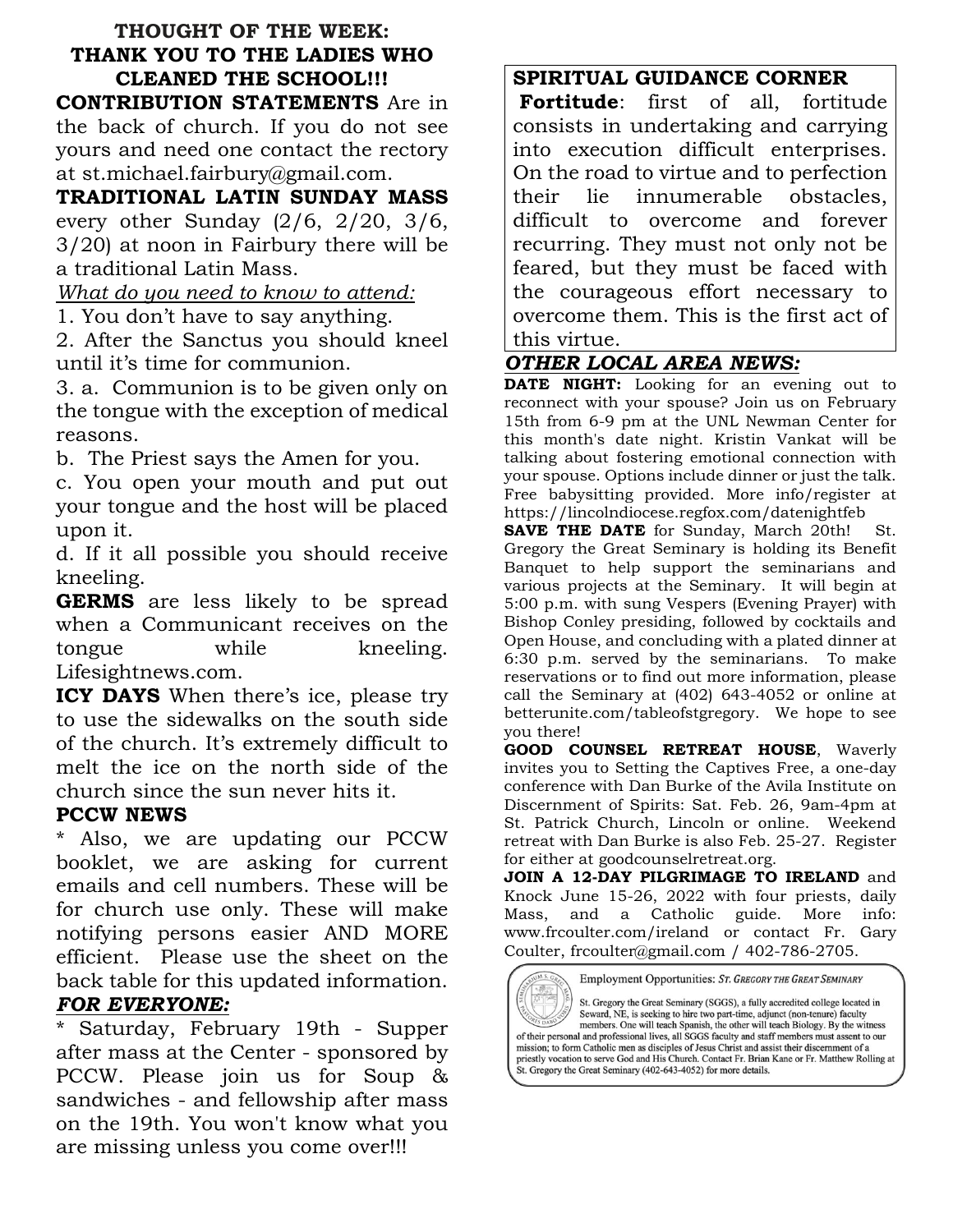**THOUGHT OF THE WEEK: THANK YOU TO THE LADIES WHO CLEANED THE SCHOOL!!!**

**CONTRIBUTION STATEMENTS** Are in the back of church. If you do not see yours and need one contact the rectory at st.michael.fairbury@gmail.com.

**TRADITIONAL LATIN SUNDAY MASS** every other Sunday (2/6, 2/20, 3/6, 3/20) at noon in Fairbury there will be a traditional Latin Mass.

*What do you need to know to attend:*

1. You don't have to say anything.
2. After the Sanctus you should kneel until it's time for communion.
3. a. Communion is to be given only on the tongue with the exception of medical reasons.

b. The Priest says the Amen for you.

c. You open your mouth and put out your tongue and the host will be placed upon it.

d. If it all possible you should receive kneeling.

**GERMS** are less likely to be spread when a Communicant receives on the tongue while kneeling. Lifesightnews.com.

**ICY DAYS** When there's ice, please try to use the sidewalks on the south side of the church. It's extremely difficult to melt the ice on the north side of the church since the sun never hits it.

**PCCW NEWS**

* Also, we are updating our PCCW booklet, we are asking for current emails and cell numbers. These will be for church use only. These will make notifying persons easier AND MORE efficient. Please use the sheet on the back table for this updated information.

***FOR EVERYONE:***

* Saturday, February 19th - Supper after mass at the Center - sponsored by PCCW. Please join us for Soup & sandwiches - and fellowship after mass on the 19th. You won't know what you are missing unless you come over!!!

**SPIRITUAL GUIDANCE CORNER**

**Fortitude**: first of all, fortitude consists in undertaking and carrying into execution difficult enterprises. On the road to virtue and to perfection their lie innumerable obstacles, difficult to overcome and forever recurring. They must not only not be feared, but they must be faced with the courageous effort necessary to overcome them. This is the first act of this virtue.

***OTHER LOCAL AREA NEWS:***

**DATE NIGHT:** Looking for an evening out to reconnect with your spouse? Join us on February 15th from 6-9 pm at the UNL Newman Center for this month's date night. Kristin Vankat will be talking about fostering emotional connection with your spouse. Options include dinner or just the talk. Free babysitting provided. More info/register at https://lincolndiocese.regfox.com/datenightfeb

**SAVE THE DATE** for Sunday, March 20th! St. Gregory the Great Seminary is holding its Benefit Banquet to help support the seminarians and various projects at the Seminary. It will begin at 5:00 p.m. with sung Vespers (Evening Prayer) with Bishop Conley presiding, followed by cocktails and Open House, and concluding with a plated dinner at 6:30 p.m. served by the seminarians. To make reservations or to find out more information, please call the Seminary at (402) 643-4052 or online at betterunite.com/tableofstgregory. We hope to see you there!

**GOOD COUNSEL RETREAT HOUSE**, Waverly invites you to Setting the Captives Free, a one-day conference with Dan Burke of the Avila Institute on Discernment of Spirits: Sat. Feb. 26, 9am-4pm at St. Patrick Church, Lincoln or online. Weekend retreat with Dan Burke is also Feb. 25-27. Register for either at goodcounselretreat.org.

**JOIN A 12-DAY PILGRIMAGE TO IRELAND** and Knock June 15-26, 2022 with four priests, daily Mass, and a Catholic guide. More info: www.frcoulter.com/ireland or contact Fr. Gary Coulter, frcoulter@gmail.com / 402-786-2705.

Employment Opportunities: *St. Gregory the Great Seminary*

St. Gregory the Great Seminary (SGGS), a fully accredited college located in Seward, NE, is seeking to hire two part-time, adjunct (non-tenure) faculty members. One will teach Spanish, the other will teach Biology. By the witness of their personal and professional lives, all SGGS faculty and staff members must assent to our mission; to form Catholic men as disciples of Jesus Christ and assist their discernment of a priestly vocation to serve God and His Church. Contact Fr. Brian Kane or Fr. Matthew Rolling at St. Gregory the Great Seminary (402-643-4052) for more details.